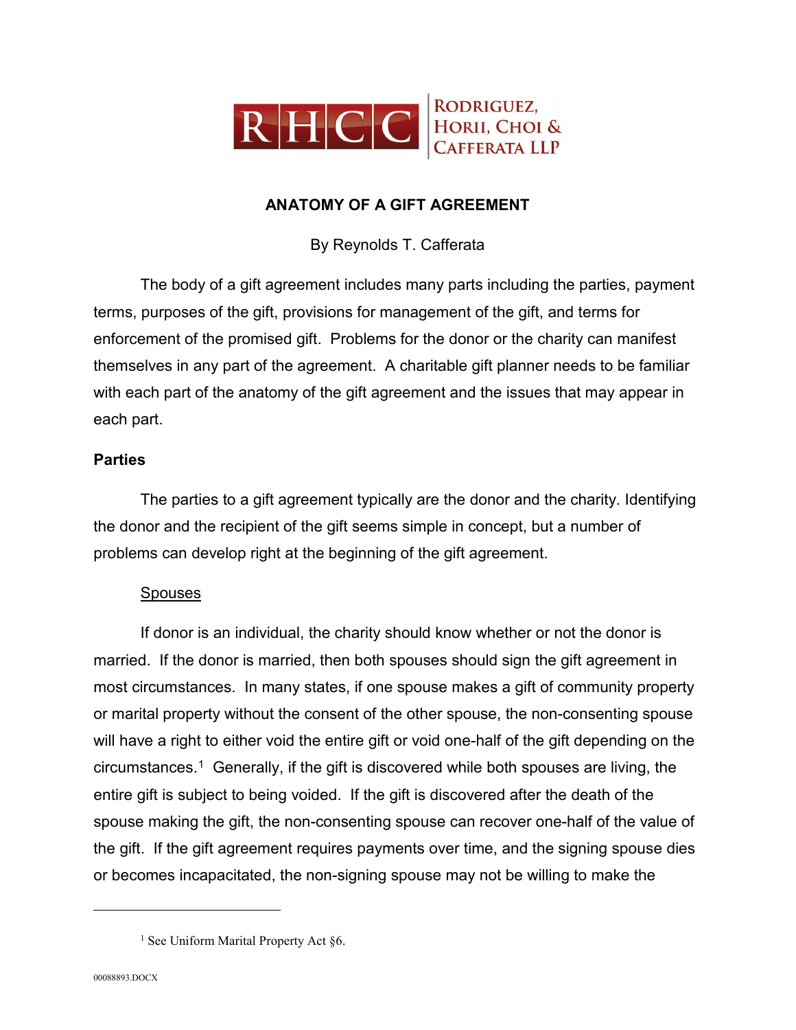RHCC RODRIGUEZ, HORII, CHOI & CAFFERATA LLP

# ANATOMY OF A GIFT AGREEMENT

By Reynolds T. Cafferata

The body of a gift agreement includes many parts including the parties, payment terms, purposes of the gift, provisions for management of the gift, and terms for enforcement of the promised gift. Problems for the donor or the charity can manifest themselves in any part of the agreement. A charitable gift planner needs to be familiar with each part of the anatomy of the gift agreement and the issues that may appear in each part.

## Parties

The parties to a gift agreement typically are the donor and the charity. Identifying the donor and the recipient of the gift seems simple in concept, but a number of problems can develop right at the beginning of the gift agreement.

### Spouses

If donor is an individual, the charity should know whether or not the donor is married. If the donor is married, then both spouses should sign the gift agreement in most circumstances. In many states, if one spouse makes a gift of community property or marital property without the consent of the other spouse, the non-consenting spouse will have a right to either void the entire gift or void one-half of the gift depending on the circumstances.[1] Generally, if the gift is discovered while both spouses are living, the entire gift is subject to being voided. If the gift is discovered after the death of the spouse making the gift, the non-consenting spouse can recover one-half of the value of the gift. If the gift agreement requires payments over time, and the signing spouse dies or becomes incapacitated, the non-signing spouse may not be willing to make the

[1] See Uniform Marital Property Act §6.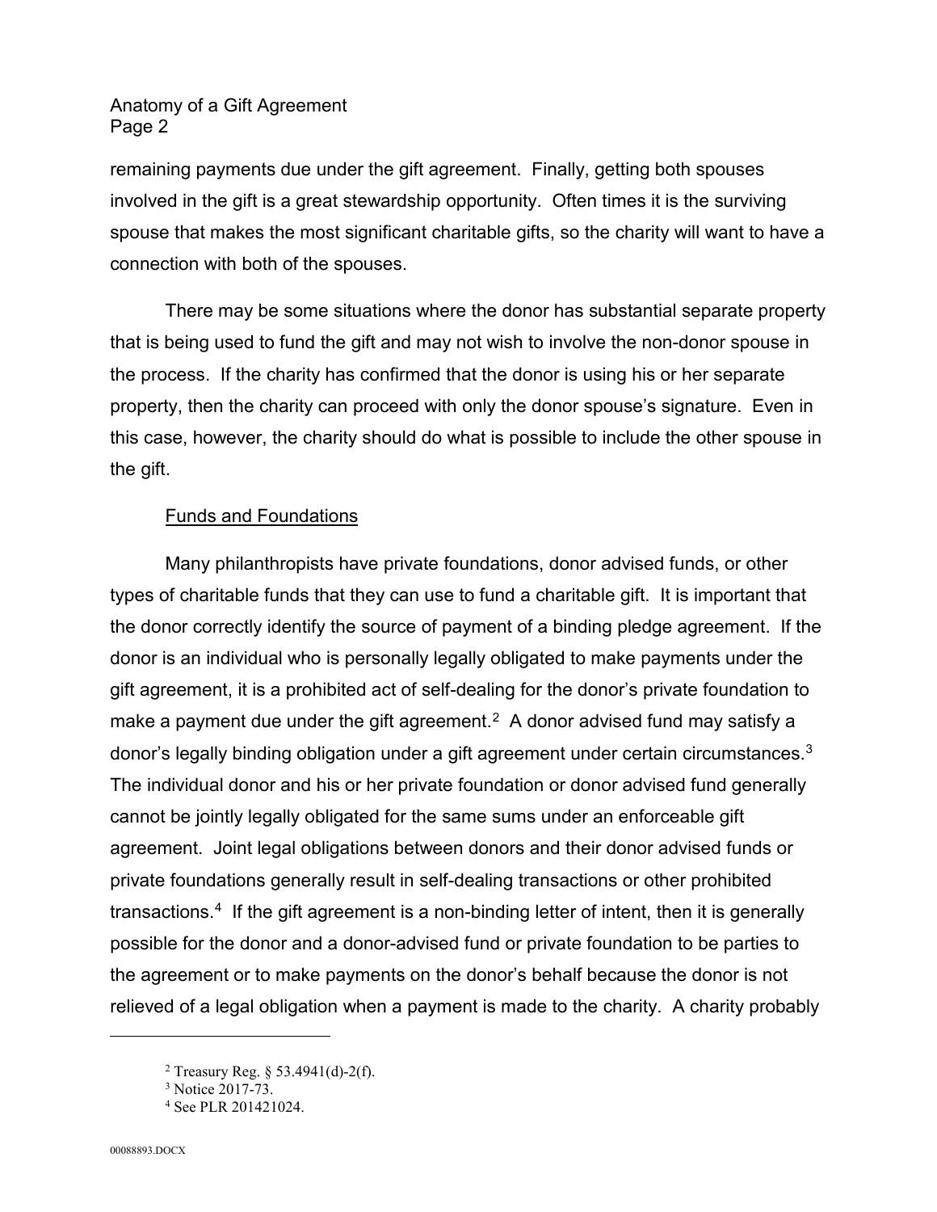remaining payments due under the gift agreement. Finally, getting both spouses involved in the gift is a great stewardship opportunity. Often times it is the surviving spouse that makes the most significant charitable gifts, so the charity will want to have a connection with both of the spouses.

There may be some situations where the donor has substantial separate property that is being used to fund the gift and may not wish to involve the non-donor spouse in the process. If the charity has confirmed that the donor is using his or her separate property, then the charity can proceed with only the donor spouse's signature. Even in this case, however, the charity should do what is possible to include the other spouse in the gift.

Funds and Foundations

Many philanthropists have private foundations, donor advised funds, or other types of charitable funds that they can use to fund a charitable gift. It is important that the donor correctly identify the source of payment of a binding pledge agreement. If the donor is an individual who is personally legally obligated to make payments under the gift agreement, it is a prohibited act of self-dealing for the donor's private foundation to make a payment due under the gift agreement.[2] A donor advised fund may satisfy a donor's legally binding obligation under a gift agreement under certain circumstances.[3] The individual donor and his or her private foundation or donor advised fund generally cannot be jointly legally obligated for the same sums under an enforceable gift agreement. Joint legal obligations between donors and their donor advised funds or private foundations generally result in self-dealing transactions or other prohibited transactions.[4] If the gift agreement is a non-binding letter of intent, then it is generally possible for the donor and a donor-advised fund or private foundation to be parties to the agreement or to make payments on the donor's behalf because the donor is not relieved of a legal obligation when a payment is made to the charity. A charity probably

[2] Treasury Reg. § 53.4941(d)-2(f).

[3] Notice 2017-73.

[4] See PLR 201421024.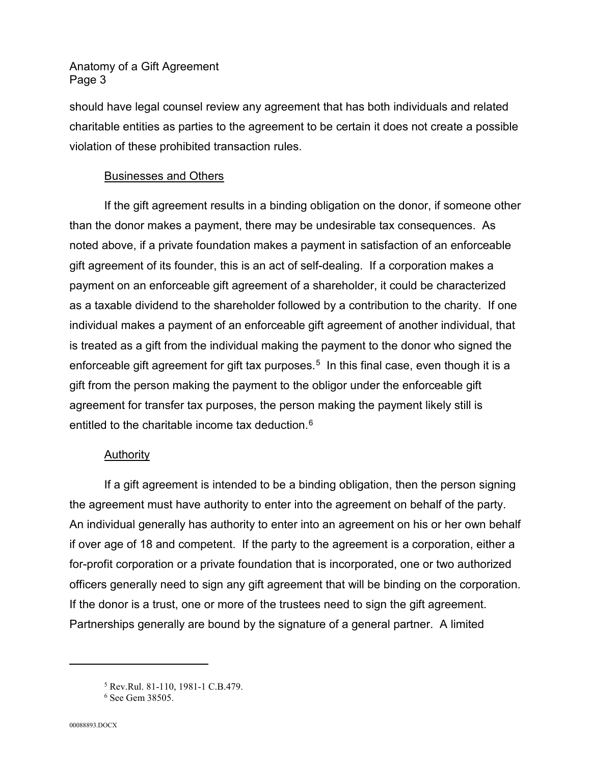should have legal counsel review any agreement that has both individuals and related charitable entities as parties to the agreement to be certain it does not create a possible violation of these prohibited transaction rules.

### Businesses and Others

If the gift agreement results in a binding obligation on the donor, if someone other than the donor makes a payment, there may be undesirable tax consequences. As noted above, if a private foundation makes a payment in satisfaction of an enforceable gift agreement of its founder, this is an act of self-dealing. If a corporation makes a payment on an enforceable gift agreement of a shareholder, it could be characterized as a taxable dividend to the shareholder followed by a contribution to the charity. If one individual makes a payment of an enforceable gift agreement of another individual, that is treated as a gift from the individual making the payment to the donor who signed the enforceable gift agreement for gift tax purposes.[5] In this final case, even though it is a gift from the person making the payment to the obligor under the enforceable gift agreement for transfer tax purposes, the person making the payment likely still is entitled to the charitable income tax deduction.[6]

### Authority

If a gift agreement is intended to be a binding obligation, then the person signing the agreement must have authority to enter into the agreement on behalf of the party. An individual generally has authority to enter into an agreement on his or her own behalf if over age of 18 and competent. If the party to the agreement is a corporation, either a for-profit corporation or a private foundation that is incorporated, one or two authorized officers generally need to sign any gift agreement that will be binding on the corporation. If the donor is a trust, one or more of the trustees need to sign the gift agreement. Partnerships generally are bound by the signature of a general partner. A limited

---

[5] Rev.Rul. 81-110, 1981-1 C.B.479.

[6] See Gem 38505.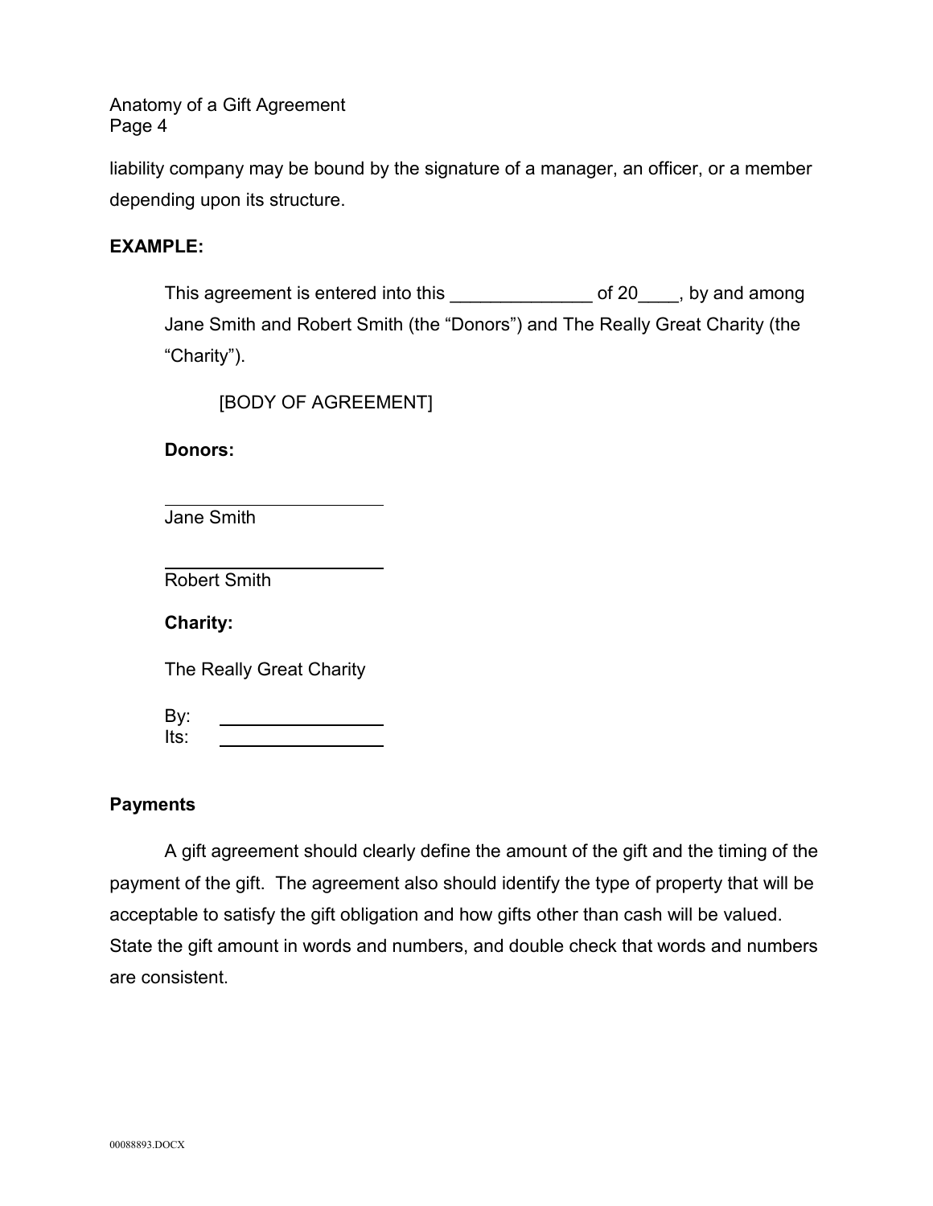liability company may be bound by the signature of a manager, an officer, or a member depending upon its structure.

**EXAMPLE:**

> This agreement is entered into this ______________ of 20____, by and among Jane Smith and Robert Smith (the "Donors") and The Really Great Charity (the "Charity").
>
> [BODY OF AGREEMENT]
>
> **Donors:**
>
> ________________________
> Jane Smith
>
> ________________________
> Robert Smith
>
> **Charity:**
>
> The Really Great Charity
>
> By: ________________
> Its: ________________

**Payments**

A gift agreement should clearly define the amount of the gift and the timing of the payment of the gift. The agreement also should identify the type of property that will be acceptable to satisfy the gift obligation and how gifts other than cash will be valued. State the gift amount in words and numbers, and double check that words and numbers are consistent.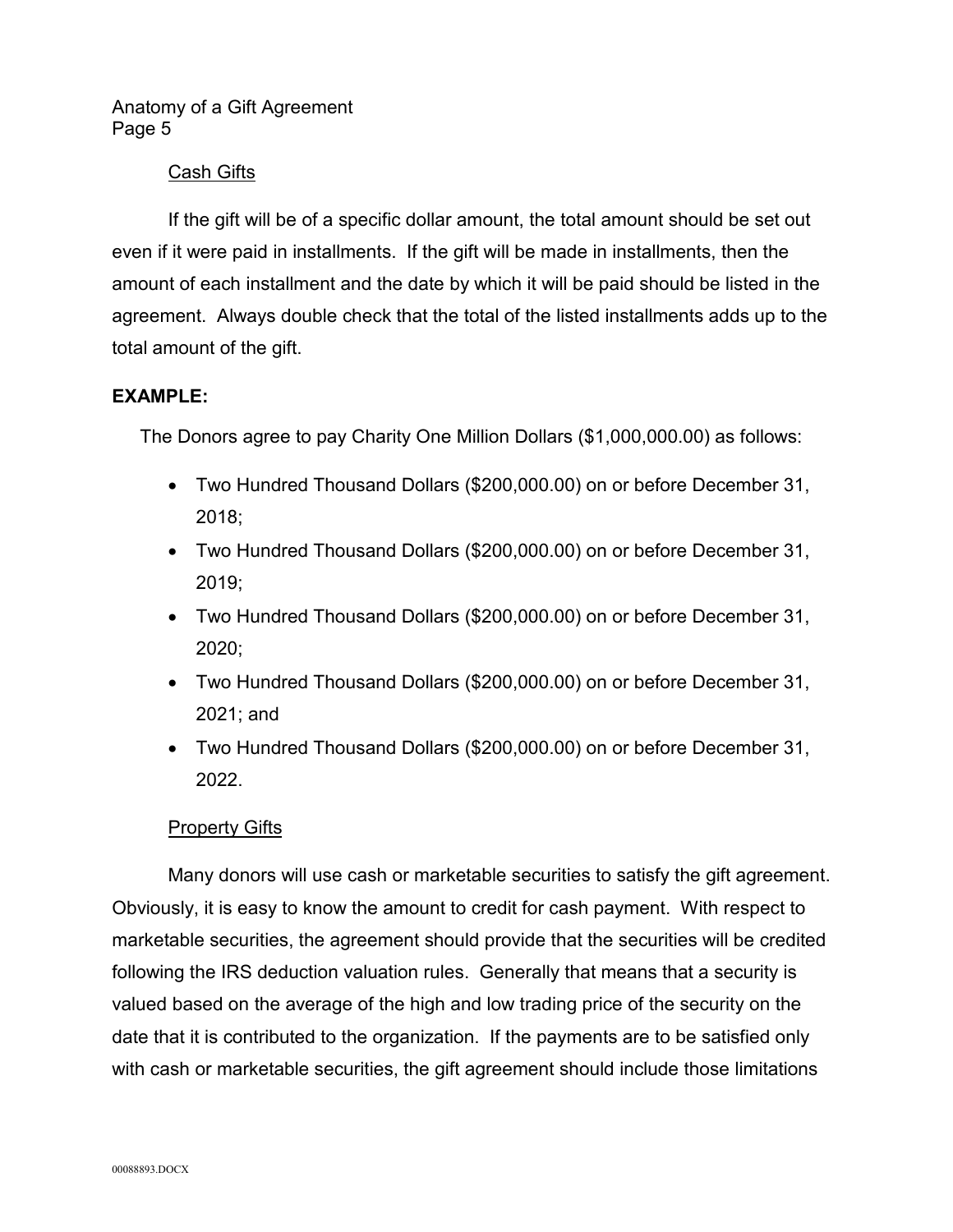### Cash Gifts

If the gift will be of a specific dollar amount, the total amount should be set out even if it were paid in installments. If the gift will be made in installments, then the amount of each installment and the date by which it will be paid should be listed in the agreement. Always double check that the total of the listed installments adds up to the total amount of the gift.

**EXAMPLE:**

The Donors agree to pay Charity One Million Dollars ($1,000,000.00) as follows:

- Two Hundred Thousand Dollars ($200,000.00) on or before December 31, 2018;
- Two Hundred Thousand Dollars ($200,000.00) on or before December 31, 2019;
- Two Hundred Thousand Dollars ($200,000.00) on or before December 31, 2020;
- Two Hundred Thousand Dollars ($200,000.00) on or before December 31, 2021; and
- Two Hundred Thousand Dollars ($200,000.00) on or before December 31, 2022.

### Property Gifts

Many donors will use cash or marketable securities to satisfy the gift agreement. Obviously, it is easy to know the amount to credit for cash payment. With respect to marketable securities, the agreement should provide that the securities will be credited following the IRS deduction valuation rules. Generally that means that a security is valued based on the average of the high and low trading price of the security on the date that it is contributed to the organization. If the payments are to be satisfied only with cash or marketable securities, the gift agreement should include those limitations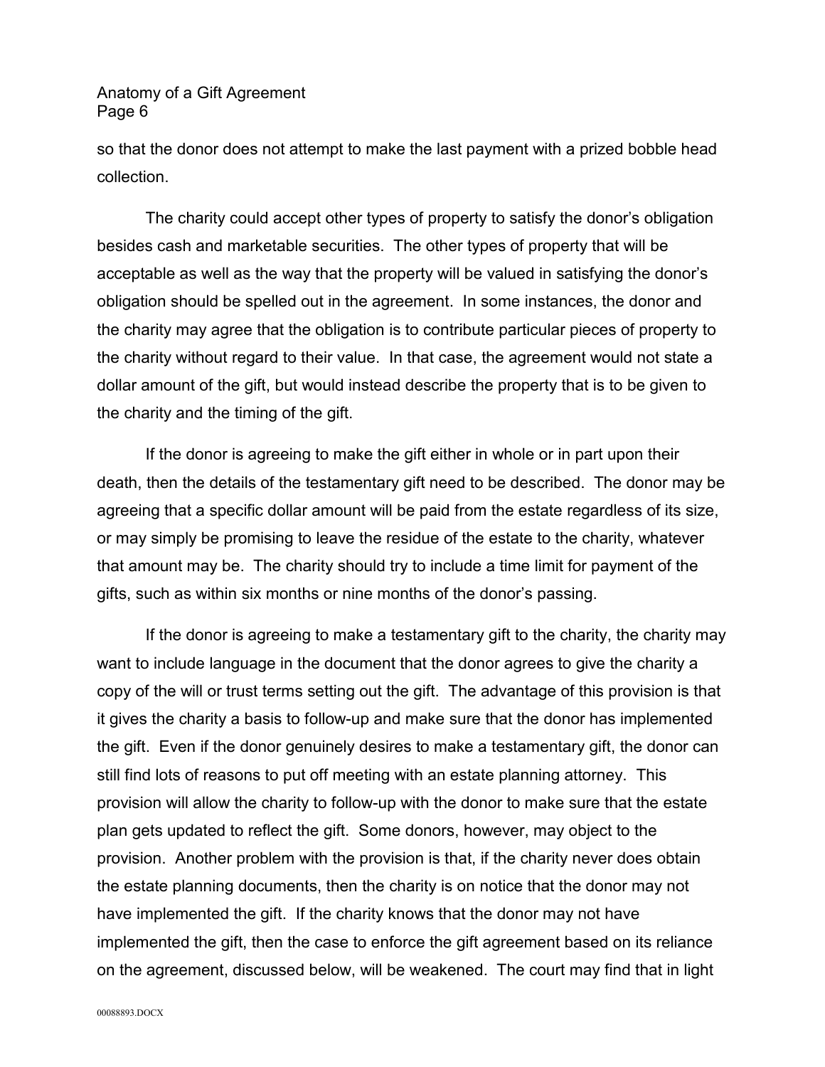so that the donor does not attempt to make the last payment with a prized bobble head collection.

The charity could accept other types of property to satisfy the donor's obligation besides cash and marketable securities. The other types of property that will be acceptable as well as the way that the property will be valued in satisfying the donor's obligation should be spelled out in the agreement. In some instances, the donor and the charity may agree that the obligation is to contribute particular pieces of property to the charity without regard to their value. In that case, the agreement would not state a dollar amount of the gift, but would instead describe the property that is to be given to the charity and the timing of the gift.

If the donor is agreeing to make the gift either in whole or in part upon their death, then the details of the testamentary gift need to be described. The donor may be agreeing that a specific dollar amount will be paid from the estate regardless of its size, or may simply be promising to leave the residue of the estate to the charity, whatever that amount may be. The charity should try to include a time limit for payment of the gifts, such as within six months or nine months of the donor's passing.

If the donor is agreeing to make a testamentary gift to the charity, the charity may want to include language in the document that the donor agrees to give the charity a copy of the will or trust terms setting out the gift. The advantage of this provision is that it gives the charity a basis to follow-up and make sure that the donor has implemented the gift. Even if the donor genuinely desires to make a testamentary gift, the donor can still find lots of reasons to put off meeting with an estate planning attorney. This provision will allow the charity to follow-up with the donor to make sure that the estate plan gets updated to reflect the gift. Some donors, however, may object to the provision. Another problem with the provision is that, if the charity never does obtain the estate planning documents, then the charity is on notice that the donor may not have implemented the gift. If the charity knows that the donor may not have implemented the gift, then the case to enforce the gift agreement based on its reliance on the agreement, discussed below, will be weakened. The court may find that in light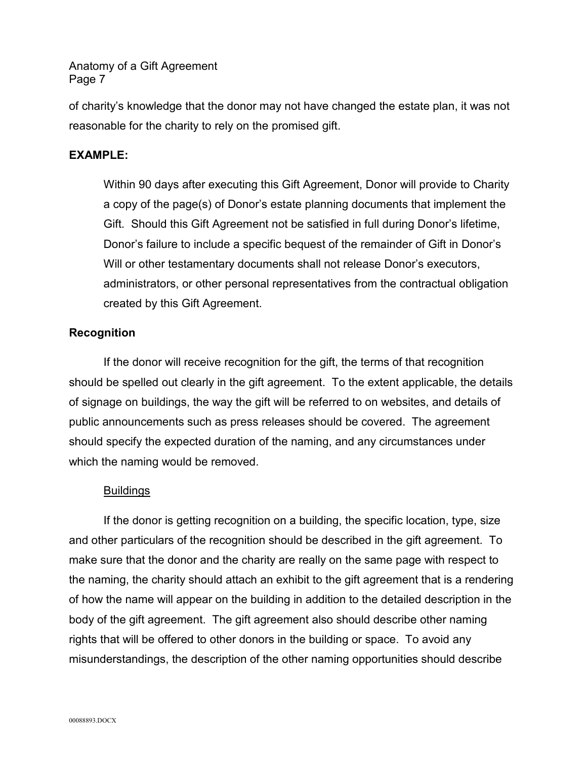of charity's knowledge that the donor may not have changed the estate plan, it was not reasonable for the charity to rely on the promised gift.

**EXAMPLE:**

> Within 90 days after executing this Gift Agreement, Donor will provide to Charity a copy of the page(s) of Donor's estate planning documents that implement the Gift. Should this Gift Agreement not be satisfied in full during Donor's lifetime, Donor's failure to include a specific bequest of the remainder of Gift in Donor's Will or other testamentary documents shall not release Donor's executors, administrators, or other personal representatives from the contractual obligation created by this Gift Agreement.

**Recognition**

If the donor will receive recognition for the gift, the terms of that recognition should be spelled out clearly in the gift agreement. To the extent applicable, the details of signage on buildings, the way the gift will be referred to on websites, and details of public announcements such as press releases should be covered. The agreement should specify the expected duration of the naming, and any circumstances under which the naming would be removed.

<u>Buildings</u>

If the donor is getting recognition on a building, the specific location, type, size and other particulars of the recognition should be described in the gift agreement. To make sure that the donor and the charity are really on the same page with respect to the naming, the charity should attach an exhibit to the gift agreement that is a rendering of how the name will appear on the building in addition to the detailed description in the body of the gift agreement. The gift agreement also should describe other naming rights that will be offered to other donors in the building or space. To avoid any misunderstandings, the description of the other naming opportunities should describe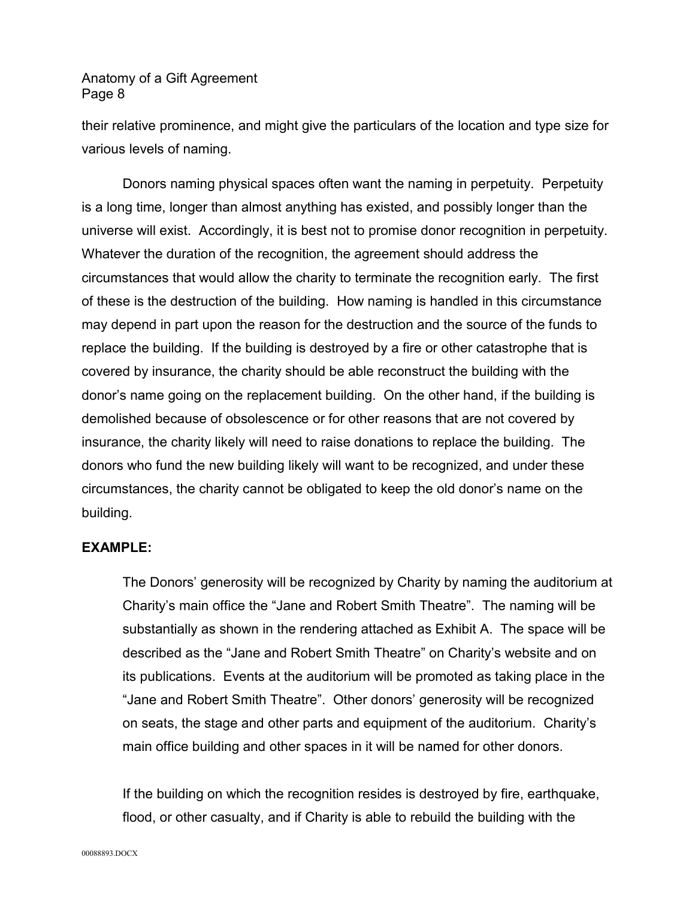their relative prominence, and might give the particulars of the location and type size for various levels of naming.

Donors naming physical spaces often want the naming in perpetuity. Perpetuity is a long time, longer than almost anything has existed, and possibly longer than the universe will exist. Accordingly, it is best not to promise donor recognition in perpetuity. Whatever the duration of the recognition, the agreement should address the circumstances that would allow the charity to terminate the recognition early. The first of these is the destruction of the building. How naming is handled in this circumstance may depend in part upon the reason for the destruction and the source of the funds to replace the building. If the building is destroyed by a fire or other catastrophe that is covered by insurance, the charity should be able reconstruct the building with the donor's name going on the replacement building. On the other hand, if the building is demolished because of obsolescence or for other reasons that are not covered by insurance, the charity likely will need to raise donations to replace the building. The donors who fund the new building likely will want to be recognized, and under these circumstances, the charity cannot be obligated to keep the old donor's name on the building.

**EXAMPLE:**

> The Donors' generosity will be recognized by Charity by naming the auditorium at Charity's main office the "Jane and Robert Smith Theatre". The naming will be substantially as shown in the rendering attached as Exhibit A. The space will be described as the "Jane and Robert Smith Theatre" on Charity's website and on its publications. Events at the auditorium will be promoted as taking place in the "Jane and Robert Smith Theatre". Other donors' generosity will be recognized on seats, the stage and other parts and equipment of the auditorium. Charity's main office building and other spaces in it will be named for other donors.
>
> If the building on which the recognition resides is destroyed by fire, earthquake, flood, or other casualty, and if Charity is able to rebuild the building with the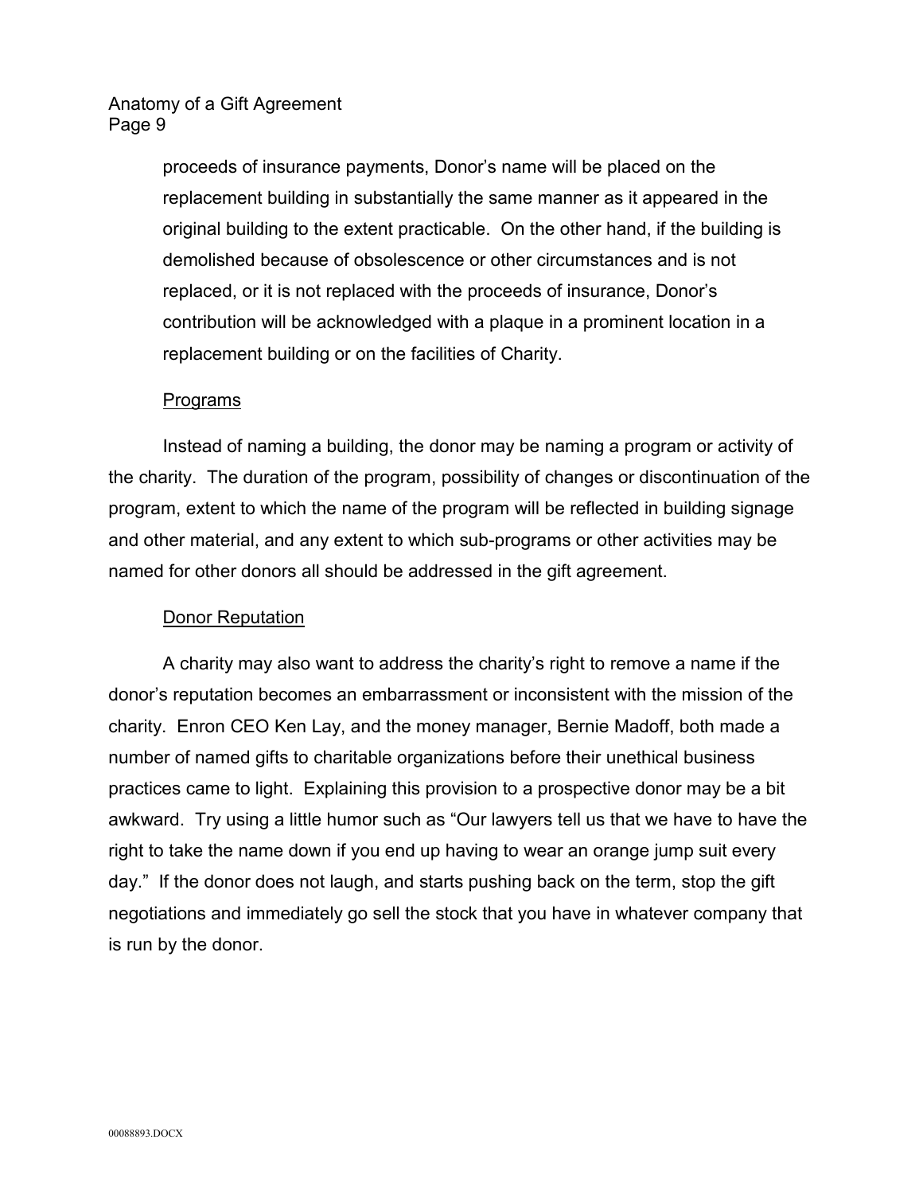proceeds of insurance payments, Donor's name will be placed on the replacement building in substantially the same manner as it appeared in the original building to the extent practicable. On the other hand, if the building is demolished because of obsolescence or other circumstances and is not replaced, or it is not replaced with the proceeds of insurance, Donor's contribution will be acknowledged with a plaque in a prominent location in a replacement building or on the facilities of Charity.

### Programs

Instead of naming a building, the donor may be naming a program or activity of the charity. The duration of the program, possibility of changes or discontinuation of the program, extent to which the name of the program will be reflected in building signage and other material, and any extent to which sub-programs or other activities may be named for other donors all should be addressed in the gift agreement.

### Donor Reputation

A charity may also want to address the charity's right to remove a name if the donor's reputation becomes an embarrassment or inconsistent with the mission of the charity. Enron CEO Ken Lay, and the money manager, Bernie Madoff, both made a number of named gifts to charitable organizations before their unethical business practices came to light. Explaining this provision to a prospective donor may be a bit awkward. Try using a little humor such as "Our lawyers tell us that we have to have the right to take the name down if you end up having to wear an orange jump suit every day." If the donor does not laugh, and starts pushing back on the term, stop the gift negotiations and immediately go sell the stock that you have in whatever company that is run by the donor.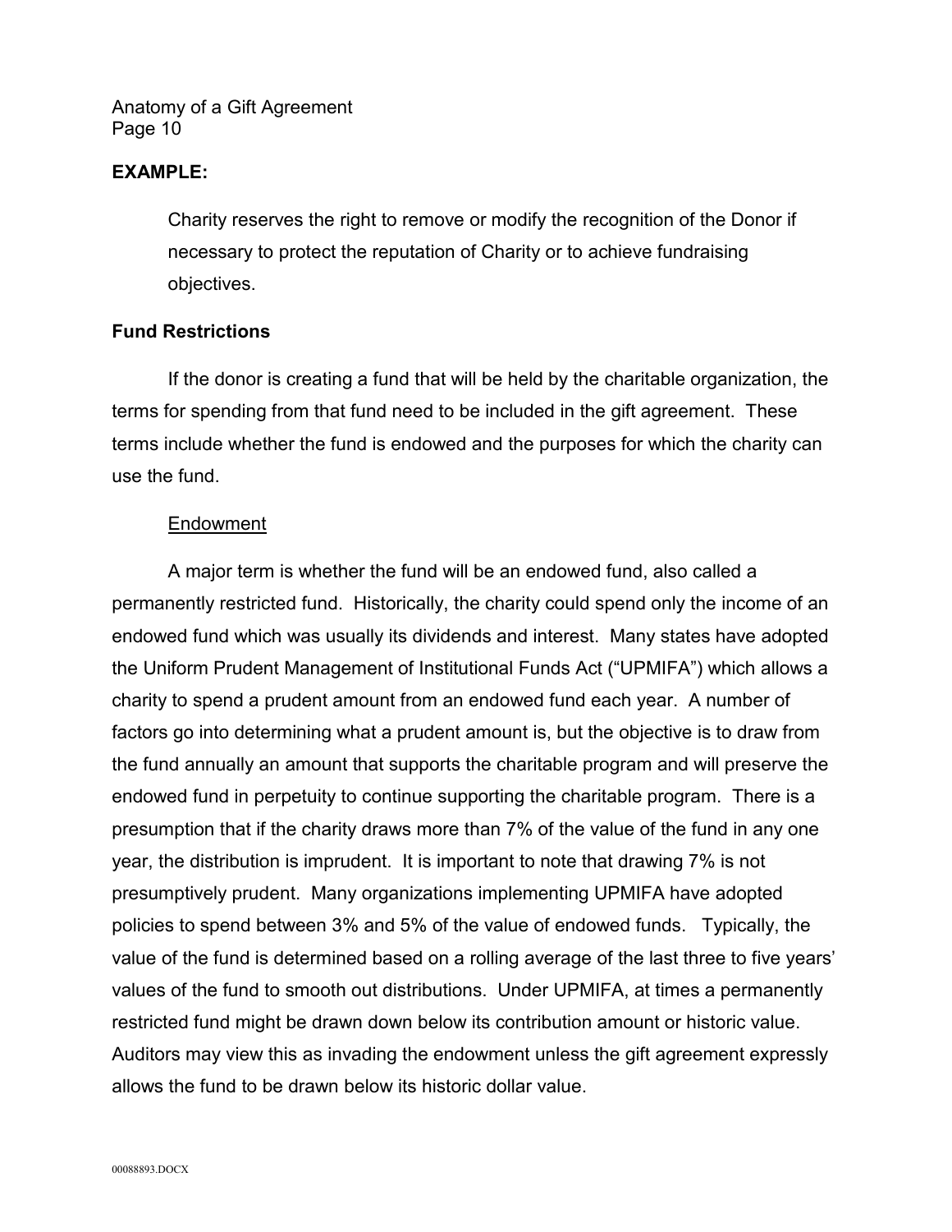**EXAMPLE:**

> Charity reserves the right to remove or modify the recognition of the Donor if necessary to protect the reputation of Charity or to achieve fundraising objectives.

**Fund Restrictions**

If the donor is creating a fund that will be held by the charitable organization, the terms for spending from that fund need to be included in the gift agreement. These terms include whether the fund is endowed and the purposes for which the charity can use the fund.

Endowment

A major term is whether the fund will be an endowed fund, also called a permanently restricted fund. Historically, the charity could spend only the income of an endowed fund which was usually its dividends and interest. Many states have adopted the Uniform Prudent Management of Institutional Funds Act ("UPMIFA") which allows a charity to spend a prudent amount from an endowed fund each year. A number of factors go into determining what a prudent amount is, but the objective is to draw from the fund annually an amount that supports the charitable program and will preserve the endowed fund in perpetuity to continue supporting the charitable program. There is a presumption that if the charity draws more than 7% of the value of the fund in any one year, the distribution is imprudent. It is important to note that drawing 7% is not presumptively prudent. Many organizations implementing UPMIFA have adopted policies to spend between 3% and 5% of the value of endowed funds. Typically, the value of the fund is determined based on a rolling average of the last three to five years' values of the fund to smooth out distributions. Under UPMIFA, at times a permanently restricted fund might be drawn down below its contribution amount or historic value. Auditors may view this as invading the endowment unless the gift agreement expressly allows the fund to be drawn below its historic dollar value.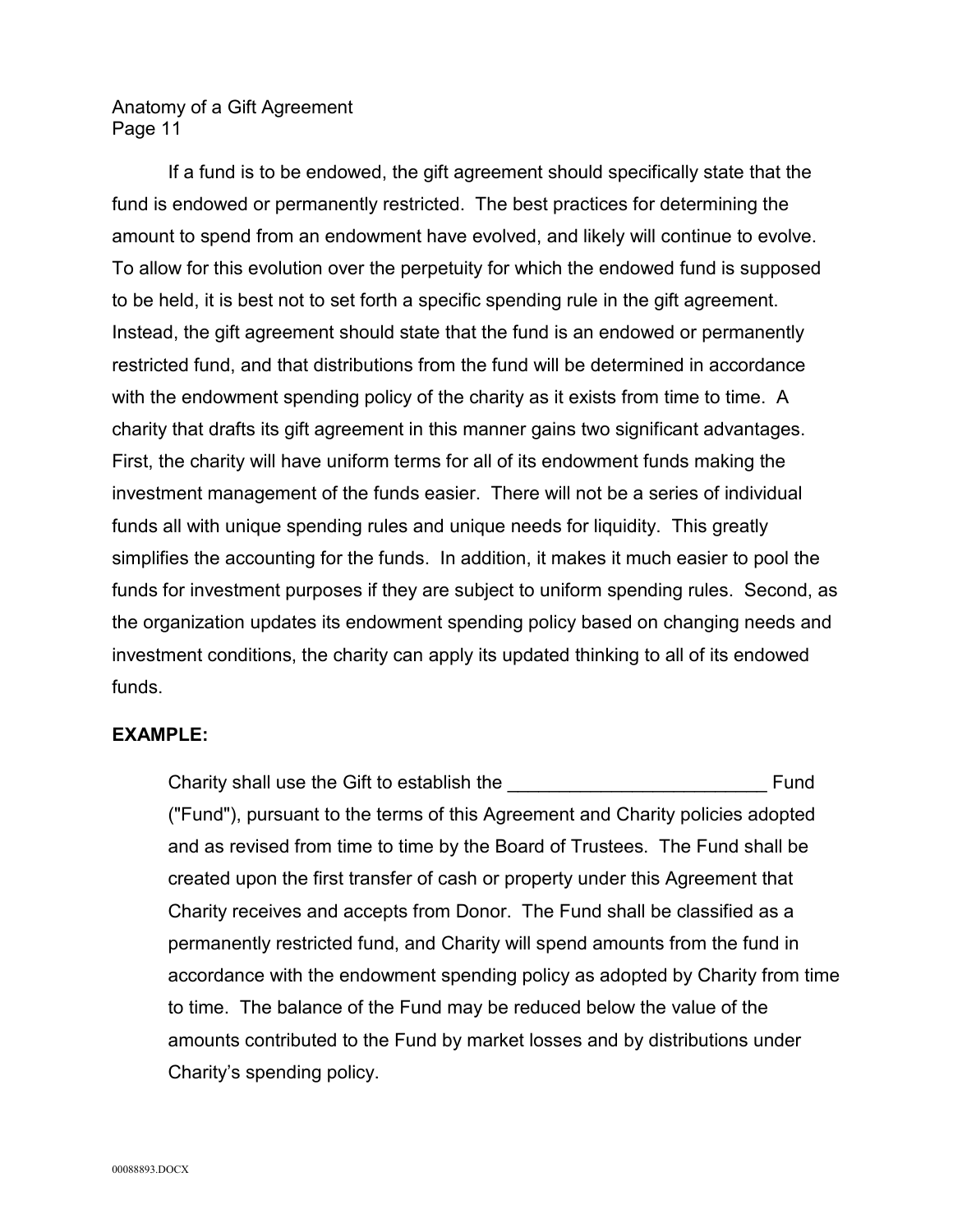If a fund is to be endowed, the gift agreement should specifically state that the fund is endowed or permanently restricted. The best practices for determining the amount to spend from an endowment have evolved, and likely will continue to evolve. To allow for this evolution over the perpetuity for which the endowed fund is supposed to be held, it is best not to set forth a specific spending rule in the gift agreement. Instead, the gift agreement should state that the fund is an endowed or permanently restricted fund, and that distributions from the fund will be determined in accordance with the endowment spending policy of the charity as it exists from time to time. A charity that drafts its gift agreement in this manner gains two significant advantages. First, the charity will have uniform terms for all of its endowment funds making the investment management of the funds easier. There will not be a series of individual funds all with unique spending rules and unique needs for liquidity. This greatly simplifies the accounting for the funds. In addition, it makes it much easier to pool the funds for investment purposes if they are subject to uniform spending rules. Second, as the organization updates its endowment spending policy based on changing needs and investment conditions, the charity can apply its updated thinking to all of its endowed funds.

**EXAMPLE:**

> Charity shall use the Gift to establish the ________________________ Fund ("Fund"), pursuant to the terms of this Agreement and Charity policies adopted and as revised from time to time by the Board of Trustees. The Fund shall be created upon the first transfer of cash or property under this Agreement that Charity receives and accepts from Donor. The Fund shall be classified as a permanently restricted fund, and Charity will spend amounts from the fund in accordance with the endowment spending policy as adopted by Charity from time to time. The balance of the Fund may be reduced below the value of the amounts contributed to the Fund by market losses and by distributions under Charity's spending policy.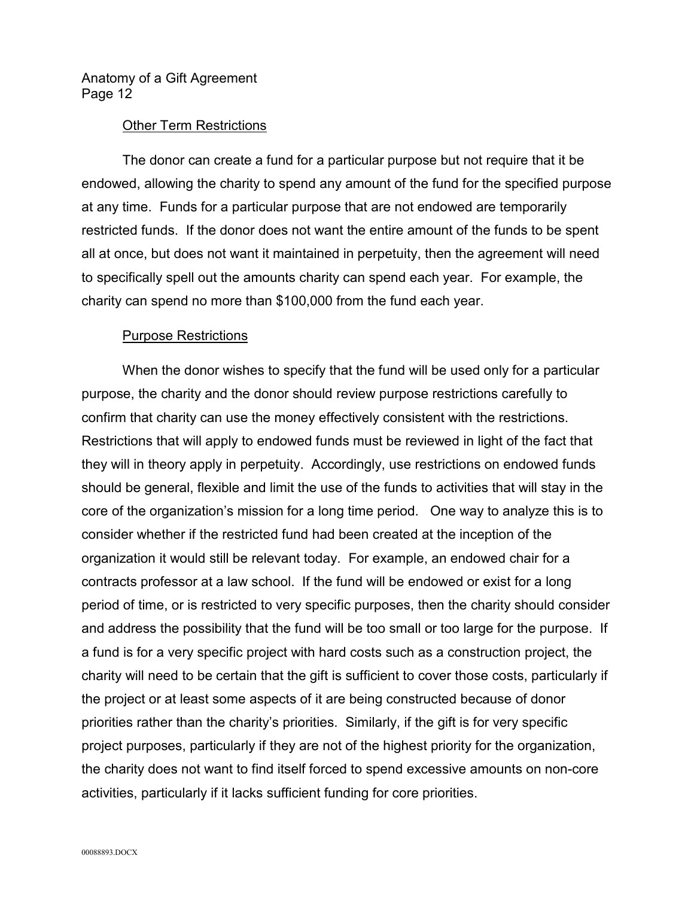<u>Other Term Restrictions</u>

The donor can create a fund for a particular purpose but not require that it be endowed, allowing the charity to spend any amount of the fund for the specified purpose at any time. Funds for a particular purpose that are not endowed are temporarily restricted funds. If the donor does not want the entire amount of the funds to be spent all at once, but does not want it maintained in perpetuity, then the agreement will need to specifically spell out the amounts charity can spend each year. For example, the charity can spend no more than $100,000 from the fund each year.

<u>Purpose Restrictions</u>

When the donor wishes to specify that the fund will be used only for a particular purpose, the charity and the donor should review purpose restrictions carefully to confirm that charity can use the money effectively consistent with the restrictions. Restrictions that will apply to endowed funds must be reviewed in light of the fact that they will in theory apply in perpetuity. Accordingly, use restrictions on endowed funds should be general, flexible and limit the use of the funds to activities that will stay in the core of the organization's mission for a long time period. One way to analyze this is to consider whether if the restricted fund had been created at the inception of the organization it would still be relevant today. For example, an endowed chair for a contracts professor at a law school. If the fund will be endowed or exist for a long period of time, or is restricted to very specific purposes, then the charity should consider and address the possibility that the fund will be too small or too large for the purpose. If a fund is for a very specific project with hard costs such as a construction project, the charity will need to be certain that the gift is sufficient to cover those costs, particularly if the project or at least some aspects of it are being constructed because of donor priorities rather than the charity's priorities. Similarly, if the gift is for very specific project purposes, particularly if they are not of the highest priority for the organization, the charity does not want to find itself forced to spend excessive amounts on non-core activities, particularly if it lacks sufficient funding for core priorities.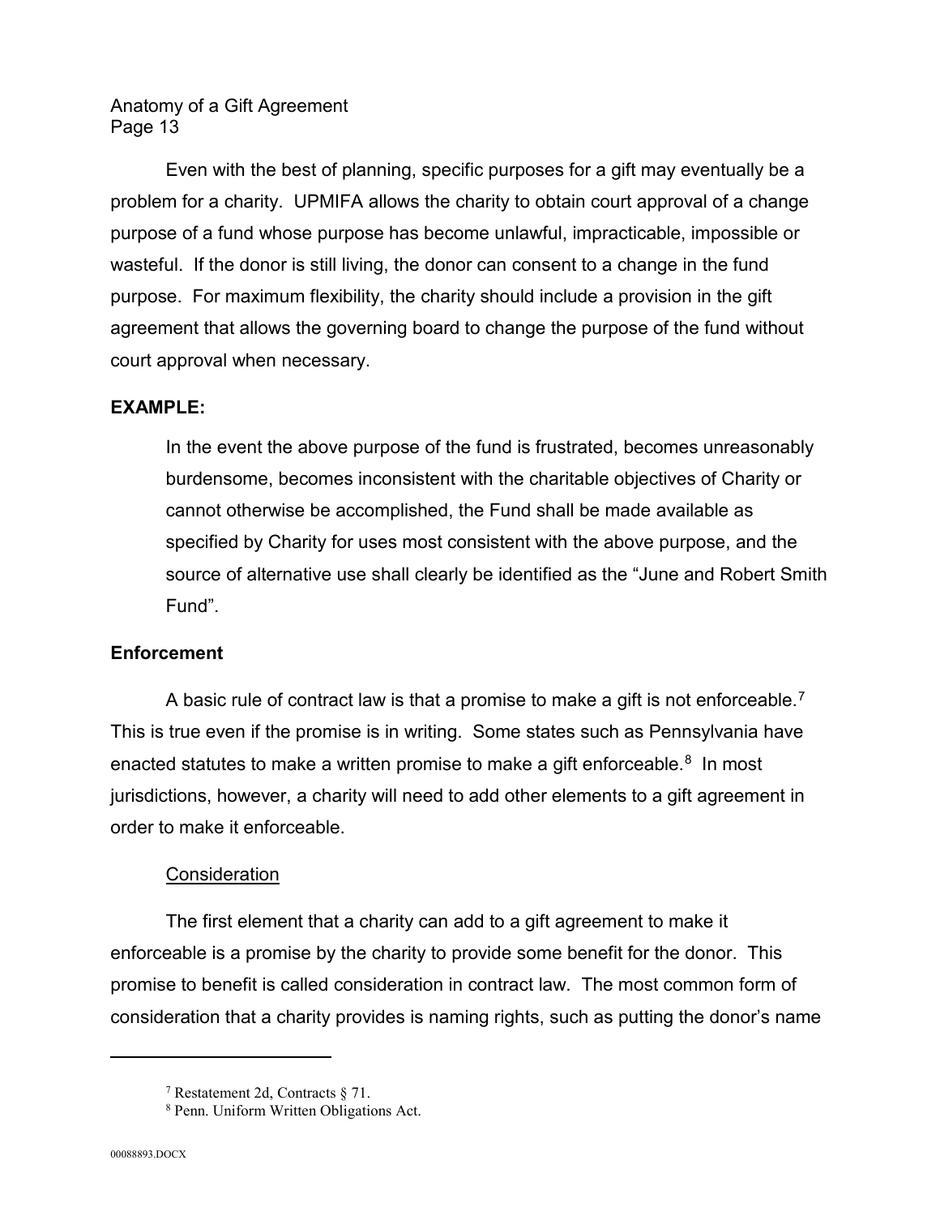Even with the best of planning, specific purposes for a gift may eventually be a problem for a charity. UPMIFA allows the charity to obtain court approval of a change purpose of a fund whose purpose has become unlawful, impracticable, impossible or wasteful. If the donor is still living, the donor can consent to a change in the fund purpose. For maximum flexibility, the charity should include a provision in the gift agreement that allows the governing board to change the purpose of the fund without court approval when necessary.

**EXAMPLE:**

> In the event the above purpose of the fund is frustrated, becomes unreasonably burdensome, becomes inconsistent with the charitable objectives of Charity or cannot otherwise be accomplished, the Fund shall be made available as specified by Charity for uses most consistent with the above purpose, and the source of alternative use shall clearly be identified as the "June and Robert Smith Fund".

**Enforcement**

A basic rule of contract law is that a promise to make a gift is not enforceable.[7] This is true even if the promise is in writing. Some states such as Pennsylvania have enacted statutes to make a written promise to make a gift enforceable.[8] In most jurisdictions, however, a charity will need to add other elements to a gift agreement in order to make it enforceable.

Consideration

The first element that a charity can add to a gift agreement to make it enforceable is a promise by the charity to provide some benefit for the donor. This promise to benefit is called consideration in contract law. The most common form of consideration that a charity provides is naming rights, such as putting the donor's name

---

[7] Restatement 2d, Contracts § 71.

[8] Penn. Uniform Written Obligations Act.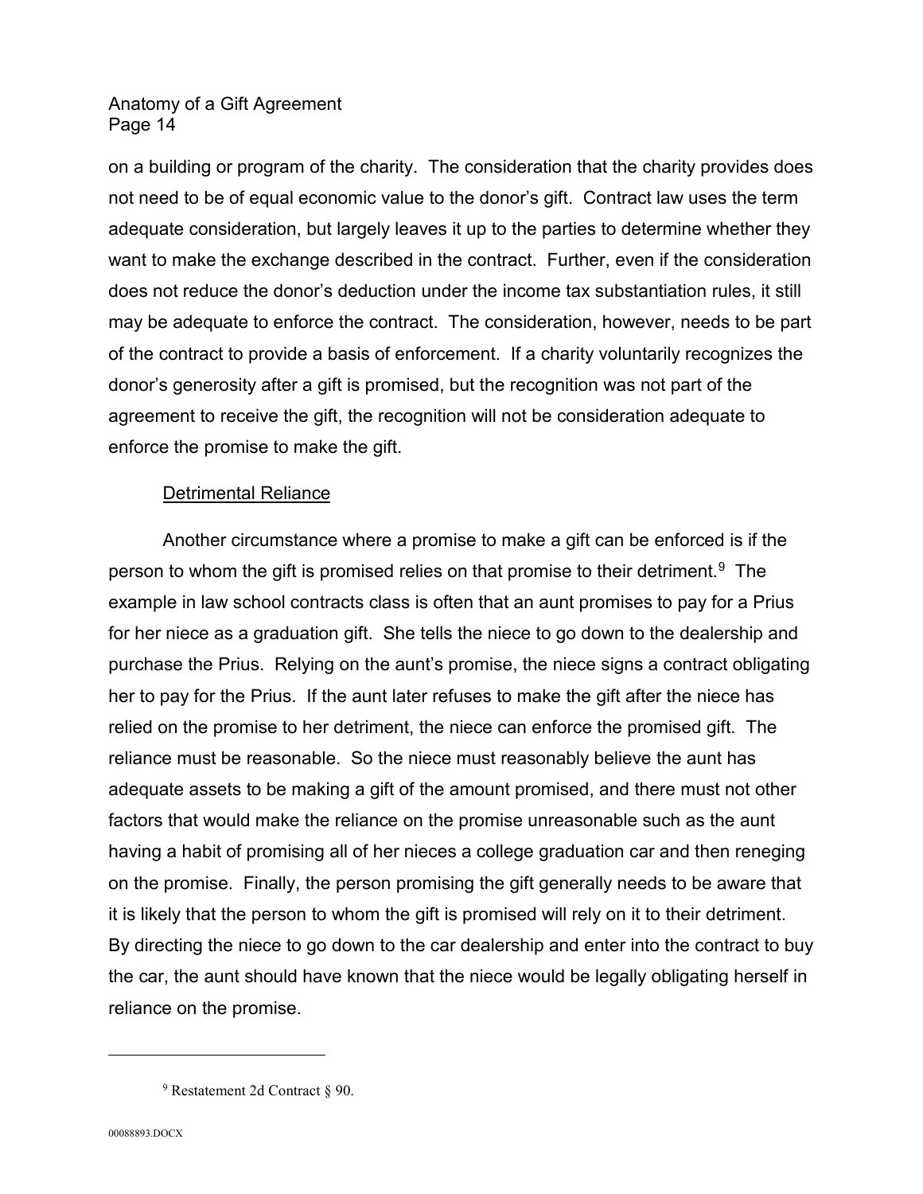on a building or program of the charity. The consideration that the charity provides does not need to be of equal economic value to the donor's gift. Contract law uses the term adequate consideration, but largely leaves it up to the parties to determine whether they want to make the exchange described in the contract. Further, even if the consideration does not reduce the donor's deduction under the income tax substantiation rules, it still may be adequate to enforce the contract. The consideration, however, needs to be part of the contract to provide a basis of enforcement. If a charity voluntarily recognizes the donor's generosity after a gift is promised, but the recognition was not part of the agreement to receive the gift, the recognition will not be consideration adequate to enforce the promise to make the gift.

<u>Detrimental Reliance</u>

Another circumstance where a promise to make a gift can be enforced is if the person to whom the gift is promised relies on that promise to their detriment.[9] The example in law school contracts class is often that an aunt promises to pay for a Prius for her niece as a graduation gift. She tells the niece to go down to the dealership and purchase the Prius. Relying on the aunt's promise, the niece signs a contract obligating her to pay for the Prius. If the aunt later refuses to make the gift after the niece has relied on the promise to her detriment, the niece can enforce the promised gift. The reliance must be reasonable. So the niece must reasonably believe the aunt has adequate assets to be making a gift of the amount promised, and there must not other factors that would make the reliance on the promise unreasonable such as the aunt having a habit of promising all of her nieces a college graduation car and then reneging on the promise. Finally, the person promising the gift generally needs to be aware that it is likely that the person to whom the gift is promised will rely on it to their detriment. By directing the niece to go down to the car dealership and enter into the contract to buy the car, the aunt should have known that the niece would be legally obligating herself in reliance on the promise.

[9] Restatement 2d Contract § 90.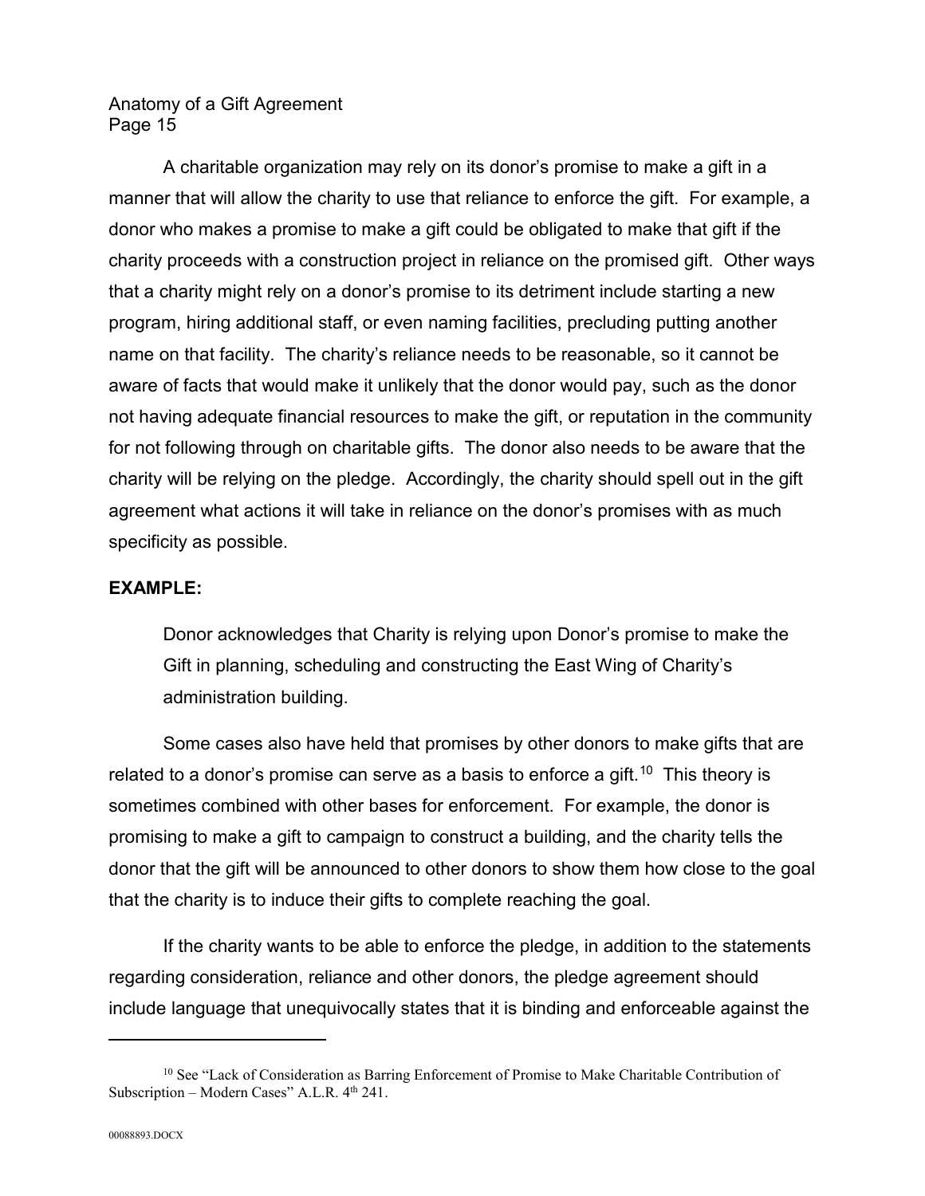A charitable organization may rely on its donor's promise to make a gift in a manner that will allow the charity to use that reliance to enforce the gift. For example, a donor who makes a promise to make a gift could be obligated to make that gift if the charity proceeds with a construction project in reliance on the promised gift. Other ways that a charity might rely on a donor's promise to its detriment include starting a new program, hiring additional staff, or even naming facilities, precluding putting another name on that facility. The charity's reliance needs to be reasonable, so it cannot be aware of facts that would make it unlikely that the donor would pay, such as the donor not having adequate financial resources to make the gift, or reputation in the community for not following through on charitable gifts. The donor also needs to be aware that the charity will be relying on the pledge. Accordingly, the charity should spell out in the gift agreement what actions it will take in reliance on the donor's promises with as much specificity as possible.

**EXAMPLE:**

> Donor acknowledges that Charity is relying upon Donor's promise to make the Gift in planning, scheduling and constructing the East Wing of Charity's administration building.

Some cases also have held that promises by other donors to make gifts that are related to a donor's promise can serve as a basis to enforce a gift.[10] This theory is sometimes combined with other bases for enforcement. For example, the donor is promising to make a gift to campaign to construct a building, and the charity tells the donor that the gift will be announced to other donors to show them how close to the goal that the charity is to induce their gifts to complete reaching the goal.

If the charity wants to be able to enforce the pledge, in addition to the statements regarding consideration, reliance and other donors, the pledge agreement should include language that unequivocally states that it is binding and enforceable against the

[10] See "Lack of Consideration as Barring Enforcement of Promise to Make Charitable Contribution of Subscription – Modern Cases" A.L.R. 4th 241.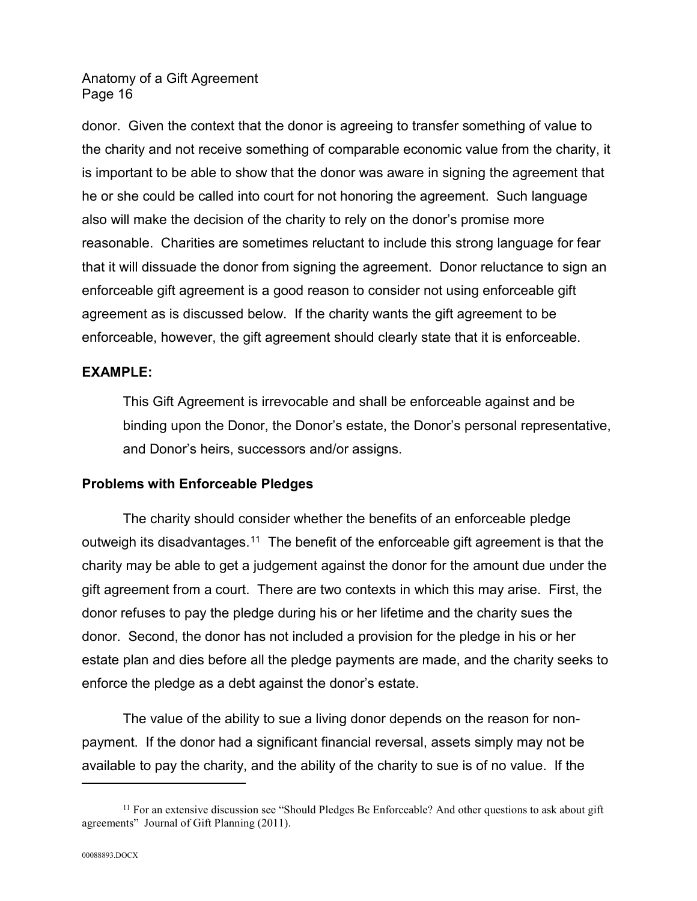donor. Given the context that the donor is agreeing to transfer something of value to the charity and not receive something of comparable economic value from the charity, it is important to be able to show that the donor was aware in signing the agreement that he or she could be called into court for not honoring the agreement. Such language also will make the decision of the charity to rely on the donor's promise more reasonable. Charities are sometimes reluctant to include this strong language for fear that it will dissuade the donor from signing the agreement. Donor reluctance to sign an enforceable gift agreement is a good reason to consider not using enforceable gift agreement as is discussed below. If the charity wants the gift agreement to be enforceable, however, the gift agreement should clearly state that it is enforceable.

**EXAMPLE:**

> This Gift Agreement is irrevocable and shall be enforceable against and be binding upon the Donor, the Donor's estate, the Donor's personal representative, and Donor's heirs, successors and/or assigns.

**Problems with Enforceable Pledges**

The charity should consider whether the benefits of an enforceable pledge outweigh its disadvantages.[11] The benefit of the enforceable gift agreement is that the charity may be able to get a judgement against the donor for the amount due under the gift agreement from a court. There are two contexts in which this may arise. First, the donor refuses to pay the pledge during his or her lifetime and the charity sues the donor. Second, the donor has not included a provision for the pledge in his or her estate plan and dies before all the pledge payments are made, and the charity seeks to enforce the pledge as a debt against the donor's estate.

The value of the ability to sue a living donor depends on the reason for non-payment. If the donor had a significant financial reversal, assets simply may not be available to pay the charity, and the ability of the charity to sue is of no value. If the

[11] For an extensive discussion see "Should Pledges Be Enforceable? And other questions to ask about gift agreements" Journal of Gift Planning (2011).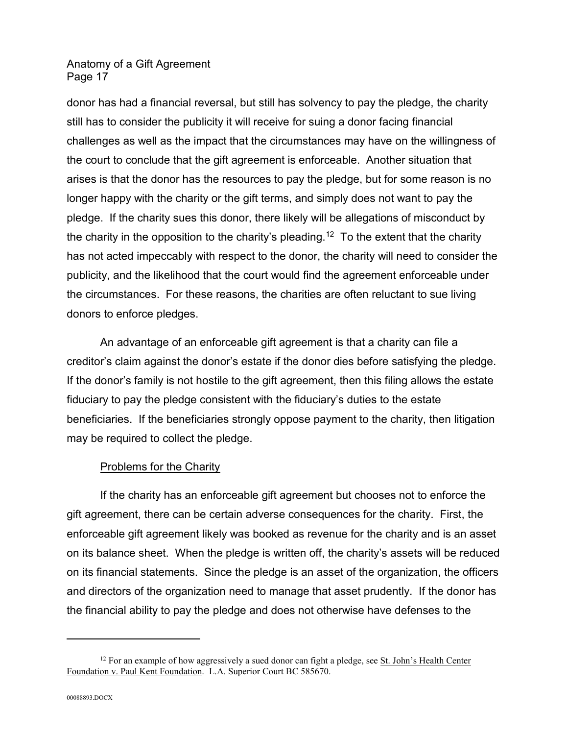donor has had a financial reversal, but still has solvency to pay the pledge, the charity still has to consider the publicity it will receive for suing a donor facing financial challenges as well as the impact that the circumstances may have on the willingness of the court to conclude that the gift agreement is enforceable. Another situation that arises is that the donor has the resources to pay the pledge, but for some reason is no longer happy with the charity or the gift terms, and simply does not want to pay the pledge. If the charity sues this donor, there likely will be allegations of misconduct by the charity in the opposition to the charity's pleading.[12] To the extent that the charity has not acted impeccably with respect to the donor, the charity will need to consider the publicity, and the likelihood that the court would find the agreement enforceable under the circumstances. For these reasons, the charities are often reluctant to sue living donors to enforce pledges.

An advantage of an enforceable gift agreement is that a charity can file a creditor's claim against the donor's estate if the donor dies before satisfying the pledge. If the donor's family is not hostile to the gift agreement, then this filing allows the estate fiduciary to pay the pledge consistent with the fiduciary's duties to the estate beneficiaries. If the beneficiaries strongly oppose payment to the charity, then litigation may be required to collect the pledge.

<u>Problems for the Charity</u>

If the charity has an enforceable gift agreement but chooses not to enforce the gift agreement, there can be certain adverse consequences for the charity. First, the enforceable gift agreement likely was booked as revenue for the charity and is an asset on its balance sheet. When the pledge is written off, the charity's assets will be reduced on its financial statements. Since the pledge is an asset of the organization, the officers and directors of the organization need to manage that asset prudently. If the donor has the financial ability to pay the pledge and does not otherwise have defenses to the

---

[12] For an example of how aggressively a sued donor can fight a pledge, see <u>St. John's Health Center Foundation v. Paul Kent Foundation</u>. L.A. Superior Court BC 585670.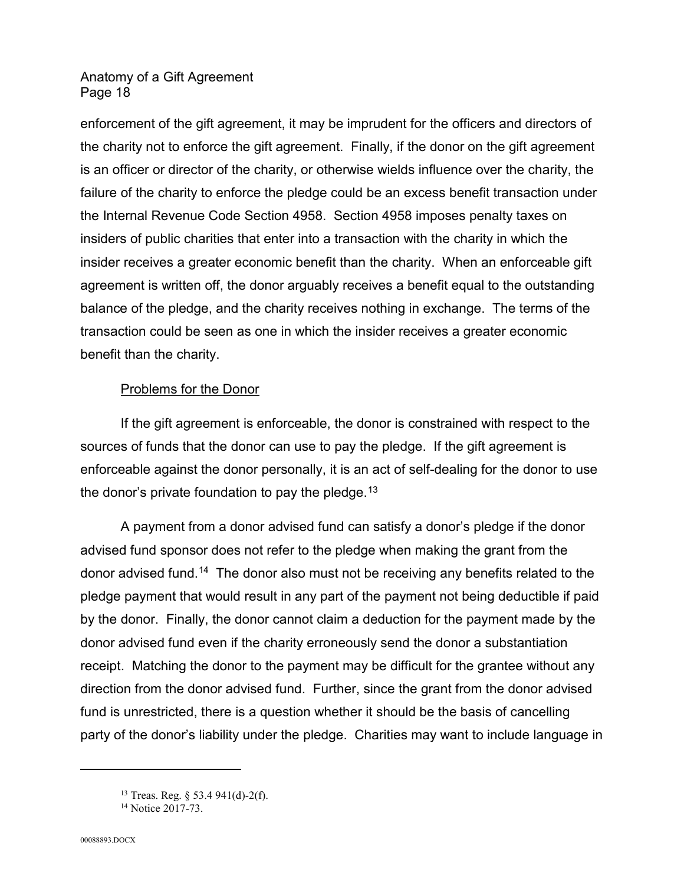enforcement of the gift agreement, it may be imprudent for the officers and directors of the charity not to enforce the gift agreement. Finally, if the donor on the gift agreement is an officer or director of the charity, or otherwise wields influence over the charity, the failure of the charity to enforce the pledge could be an excess benefit transaction under the Internal Revenue Code Section 4958. Section 4958 imposes penalty taxes on insiders of public charities that enter into a transaction with the charity in which the insider receives a greater economic benefit than the charity. When an enforceable gift agreement is written off, the donor arguably receives a benefit equal to the outstanding balance of the pledge, and the charity receives nothing in exchange. The terms of the transaction could be seen as one in which the insider receives a greater economic benefit than the charity.

<u>Problems for the Donor</u>

If the gift agreement is enforceable, the donor is constrained with respect to the sources of funds that the donor can use to pay the pledge. If the gift agreement is enforceable against the donor personally, it is an act of self-dealing for the donor to use the donor's private foundation to pay the pledge.[13]

A payment from a donor advised fund can satisfy a donor's pledge if the donor advised fund sponsor does not refer to the pledge when making the grant from the donor advised fund.[14] The donor also must not be receiving any benefits related to the pledge payment that would result in any part of the payment not being deductible if paid by the donor. Finally, the donor cannot claim a deduction for the payment made by the donor advised fund even if the charity erroneously send the donor a substantiation receipt. Matching the donor to the payment may be difficult for the grantee without any direction from the donor advised fund. Further, since the grant from the donor advised fund is unrestricted, there is a question whether it should be the basis of cancelling party of the donor's liability under the pledge. Charities may want to include language in

---

[13] Treas. Reg. § 53.4 941(d)-2(f).

[14] Notice 2017-73.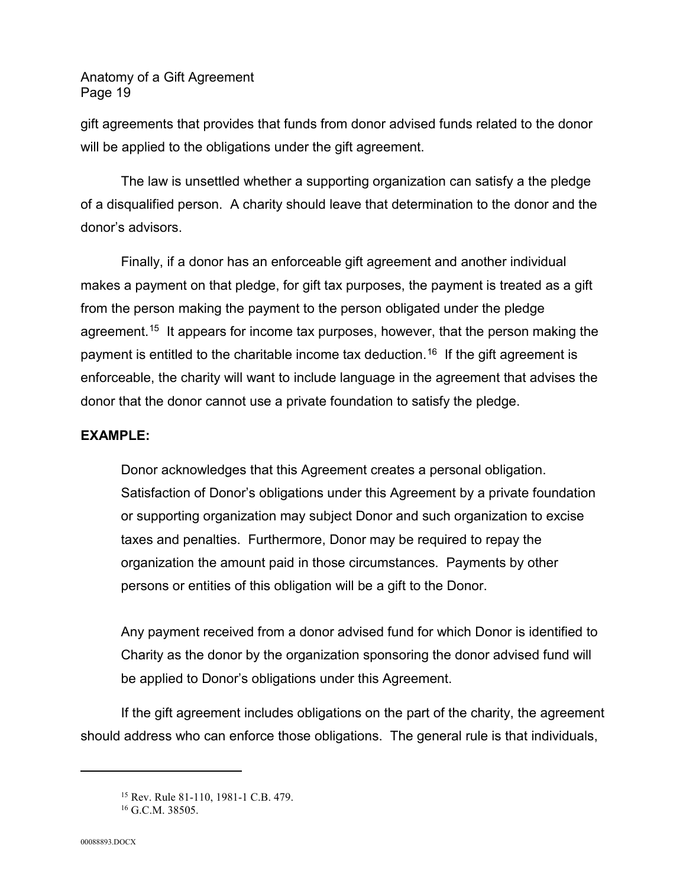gift agreements that provides that funds from donor advised funds related to the donor will be applied to the obligations under the gift agreement.

The law is unsettled whether a supporting organization can satisfy a the pledge of a disqualified person. A charity should leave that determination to the donor and the donor's advisors.

Finally, if a donor has an enforceable gift agreement and another individual makes a payment on that pledge, for gift tax purposes, the payment is treated as a gift from the person making the payment to the person obligated under the pledge agreement.[15] It appears for income tax purposes, however, that the person making the payment is entitled to the charitable income tax deduction.[16] If the gift agreement is enforceable, the charity will want to include language in the agreement that advises the donor that the donor cannot use a private foundation to satisfy the pledge.

**EXAMPLE:**

> Donor acknowledges that this Agreement creates a personal obligation. Satisfaction of Donor's obligations under this Agreement by a private foundation or supporting organization may subject Donor and such organization to excise taxes and penalties. Furthermore, Donor may be required to repay the organization the amount paid in those circumstances. Payments by other persons or entities of this obligation will be a gift to the Donor.
>
> Any payment received from a donor advised fund for which Donor is identified to Charity as the donor by the organization sponsoring the donor advised fund will be applied to Donor's obligations under this Agreement.

If the gift agreement includes obligations on the part of the charity, the agreement should address who can enforce those obligations. The general rule is that individuals,

---

[15] Rev. Rule 81-110, 1981-1 C.B. 479.

[16] G.C.M. 38505.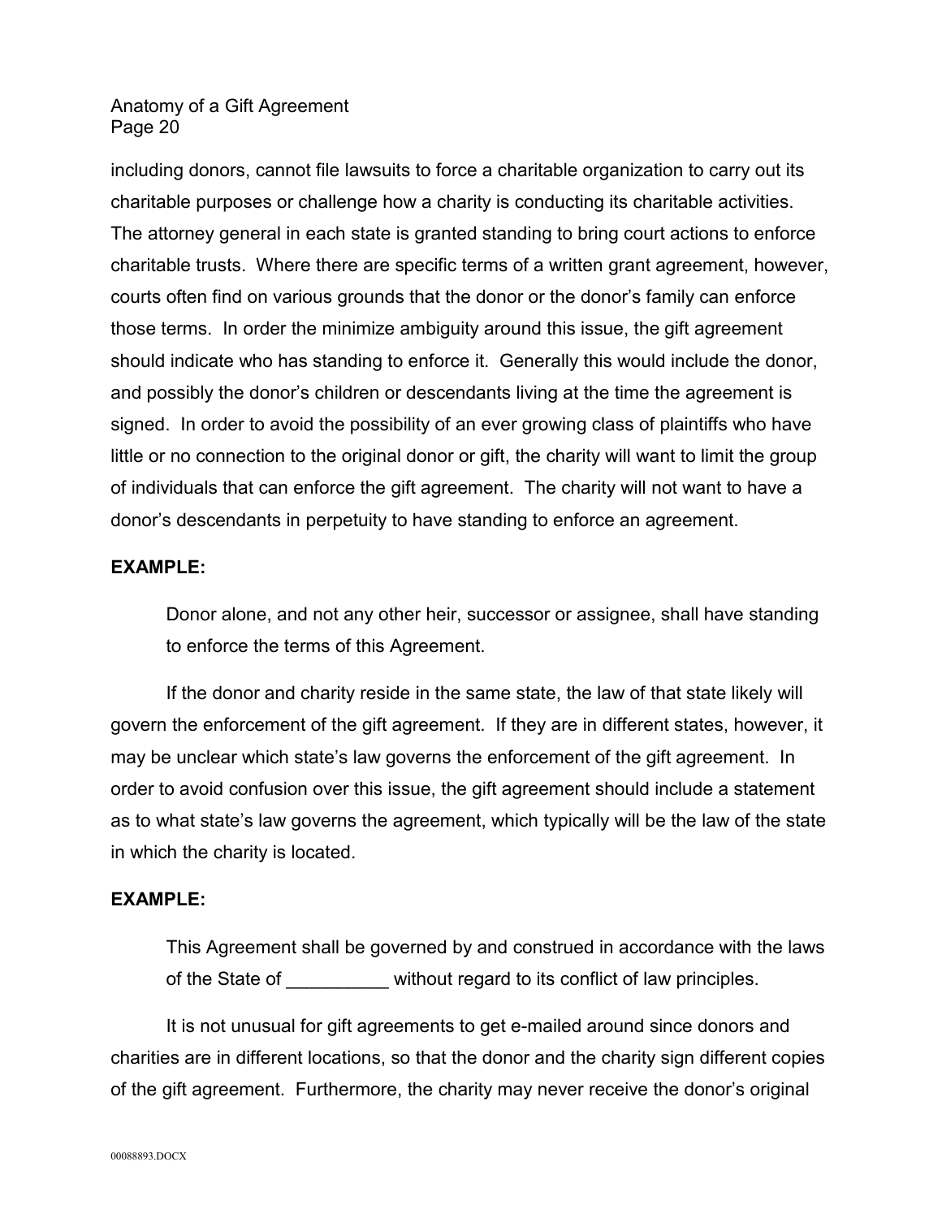including donors, cannot file lawsuits to force a charitable organization to carry out its charitable purposes or challenge how a charity is conducting its charitable activities. The attorney general in each state is granted standing to bring court actions to enforce charitable trusts. Where there are specific terms of a written grant agreement, however, courts often find on various grounds that the donor or the donor's family can enforce those terms. In order the minimize ambiguity around this issue, the gift agreement should indicate who has standing to enforce it. Generally this would include the donor, and possibly the donor's children or descendants living at the time the agreement is signed. In order to avoid the possibility of an ever growing class of plaintiffs who have little or no connection to the original donor or gift, the charity will want to limit the group of individuals that can enforce the gift agreement. The charity will not want to have a donor's descendants in perpetuity to have standing to enforce an agreement.

**EXAMPLE:**

> Donor alone, and not any other heir, successor or assignee, shall have standing to enforce the terms of this Agreement.

If the donor and charity reside in the same state, the law of that state likely will govern the enforcement of the gift agreement. If they are in different states, however, it may be unclear which state's law governs the enforcement of the gift agreement. In order to avoid confusion over this issue, the gift agreement should include a statement as to what state's law governs the agreement, which typically will be the law of the state in which the charity is located.

**EXAMPLE:**

> This Agreement shall be governed by and construed in accordance with the laws of the State of __________ without regard to its conflict of law principles.

It is not unusual for gift agreements to get e-mailed around since donors and charities are in different locations, so that the donor and the charity sign different copies of the gift agreement. Furthermore, the charity may never receive the donor's original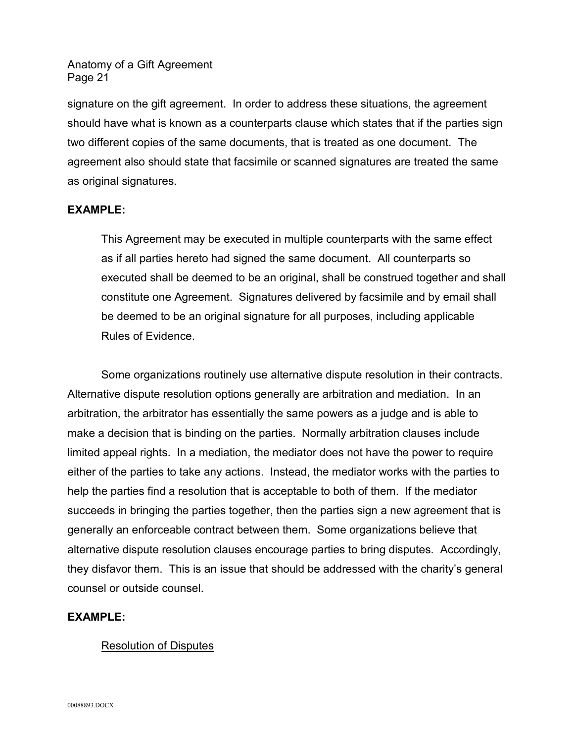signature on the gift agreement. In order to address these situations, the agreement should have what is known as a counterparts clause which states that if the parties sign two different copies of the same documents, that is treated as one document. The agreement also should state that facsimile or scanned signatures are treated the same as original signatures.

**EXAMPLE:**

> This Agreement may be executed in multiple counterparts with the same effect as if all parties hereto had signed the same document. All counterparts so executed shall be deemed to be an original, shall be construed together and shall constitute one Agreement. Signatures delivered by facsimile and by email shall be deemed to be an original signature for all purposes, including applicable Rules of Evidence.

Some organizations routinely use alternative dispute resolution in their contracts. Alternative dispute resolution options generally are arbitration and mediation. In an arbitration, the arbitrator has essentially the same powers as a judge and is able to make a decision that is binding on the parties. Normally arbitration clauses include limited appeal rights. In a mediation, the mediator does not have the power to require either of the parties to take any actions. Instead, the mediator works with the parties to help the parties find a resolution that is acceptable to both of them. If the mediator succeeds in bringing the parties together, then the parties sign a new agreement that is generally an enforceable contract between them. Some organizations believe that alternative dispute resolution clauses encourage parties to bring disputes. Accordingly, they disfavor them. This is an issue that should be addressed with the charity's general counsel or outside counsel.

**EXAMPLE:**

> <u>Resolution of Disputes</u>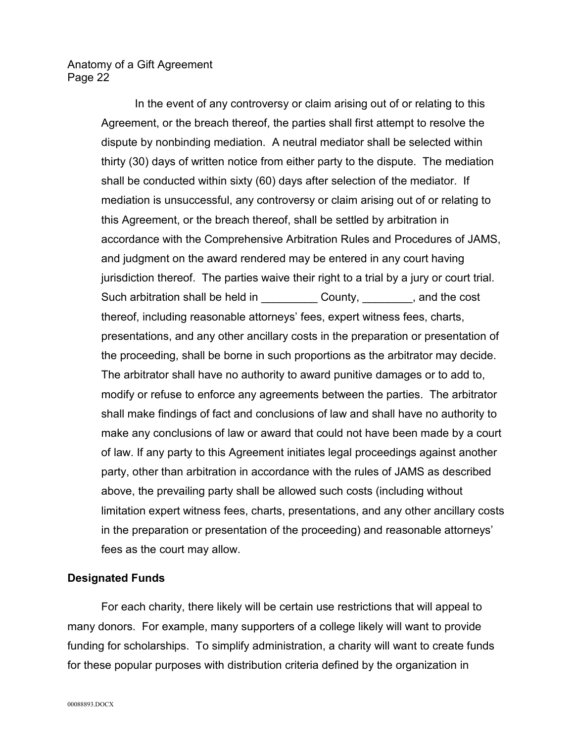In the event of any controversy or claim arising out of or relating to this Agreement, or the breach thereof, the parties shall first attempt to resolve the dispute by nonbinding mediation. A neutral mediator shall be selected within thirty (30) days of written notice from either party to the dispute. The mediation shall be conducted within sixty (60) days after selection of the mediator. If mediation is unsuccessful, any controversy or claim arising out of or relating to this Agreement, or the breach thereof, shall be settled by arbitration in accordance with the Comprehensive Arbitration Rules and Procedures of JAMS, and judgment on the award rendered may be entered in any court having jurisdiction thereof. The parties waive their right to a trial by a jury or court trial. Such arbitration shall be held in _________ County, ________, and the cost thereof, including reasonable attorneys' fees, expert witness fees, charts, presentations, and any other ancillary costs in the preparation or presentation of the proceeding, shall be borne in such proportions as the arbitrator may decide. The arbitrator shall have no authority to award punitive damages or to add to, modify or refuse to enforce any agreements between the parties. The arbitrator shall make findings of fact and conclusions of law and shall have no authority to make any conclusions of law or award that could not have been made by a court of law. If any party to this Agreement initiates legal proceedings against another party, other than arbitration in accordance with the rules of JAMS as described above, the prevailing party shall be allowed such costs (including without limitation expert witness fees, charts, presentations, and any other ancillary costs in the preparation or presentation of the proceeding) and reasonable attorneys' fees as the court may allow.

**Designated Funds**

For each charity, there likely will be certain use restrictions that will appeal to many donors. For example, many supporters of a college likely will want to provide funding for scholarships. To simplify administration, a charity will want to create funds for these popular purposes with distribution criteria defined by the organization in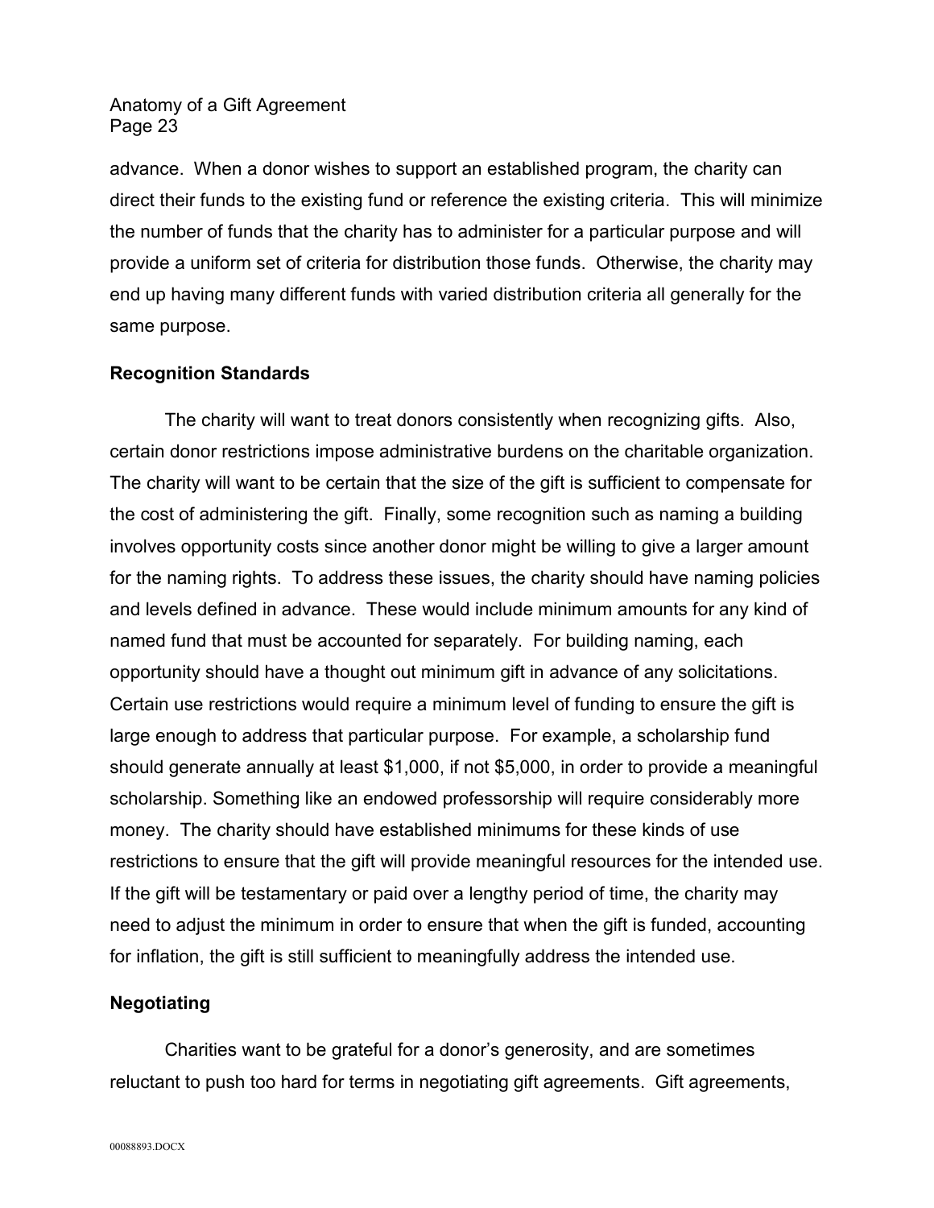advance. When a donor wishes to support an established program, the charity can direct their funds to the existing fund or reference the existing criteria. This will minimize the number of funds that the charity has to administer for a particular purpose and will provide a uniform set of criteria for distribution those funds. Otherwise, the charity may end up having many different funds with varied distribution criteria all generally for the same purpose.

### Recognition Standards

The charity will want to treat donors consistently when recognizing gifts. Also, certain donor restrictions impose administrative burdens on the charitable organization. The charity will want to be certain that the size of the gift is sufficient to compensate for the cost of administering the gift. Finally, some recognition such as naming a building involves opportunity costs since another donor might be willing to give a larger amount for the naming rights. To address these issues, the charity should have naming policies and levels defined in advance. These would include minimum amounts for any kind of named fund that must be accounted for separately. For building naming, each opportunity should have a thought out minimum gift in advance of any solicitations. Certain use restrictions would require a minimum level of funding to ensure the gift is large enough to address that particular purpose. For example, a scholarship fund should generate annually at least $1,000, if not $5,000, in order to provide a meaningful scholarship. Something like an endowed professorship will require considerably more money. The charity should have established minimums for these kinds of use restrictions to ensure that the gift will provide meaningful resources for the intended use. If the gift will be testamentary or paid over a lengthy period of time, the charity may need to adjust the minimum in order to ensure that when the gift is funded, accounting for inflation, the gift is still sufficient to meaningfully address the intended use.

### Negotiating

Charities want to be grateful for a donor's generosity, and are sometimes reluctant to push too hard for terms in negotiating gift agreements. Gift agreements,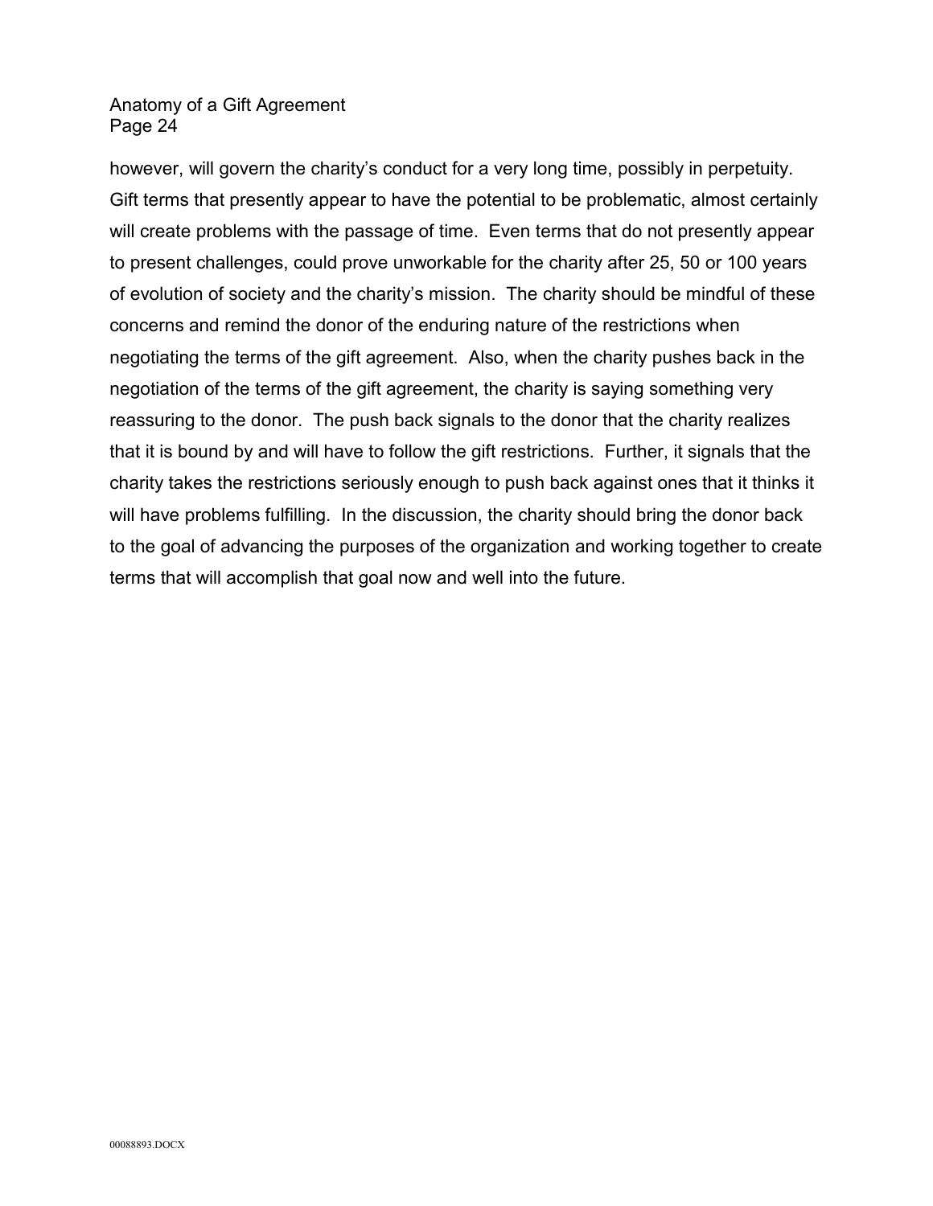however, will govern the charity's conduct for a very long time, possibly in perpetuity. Gift terms that presently appear to have the potential to be problematic, almost certainly will create problems with the passage of time. Even terms that do not presently appear to present challenges, could prove unworkable for the charity after 25, 50 or 100 years of evolution of society and the charity's mission. The charity should be mindful of these concerns and remind the donor of the enduring nature of the restrictions when negotiating the terms of the gift agreement. Also, when the charity pushes back in the negotiation of the terms of the gift agreement, the charity is saying something very reassuring to the donor. The push back signals to the donor that the charity realizes that it is bound by and will have to follow the gift restrictions. Further, it signals that the charity takes the restrictions seriously enough to push back against ones that it thinks it will have problems fulfilling. In the discussion, the charity should bring the donor back to the goal of advancing the purposes of the organization and working together to create terms that will accomplish that goal now and well into the future.